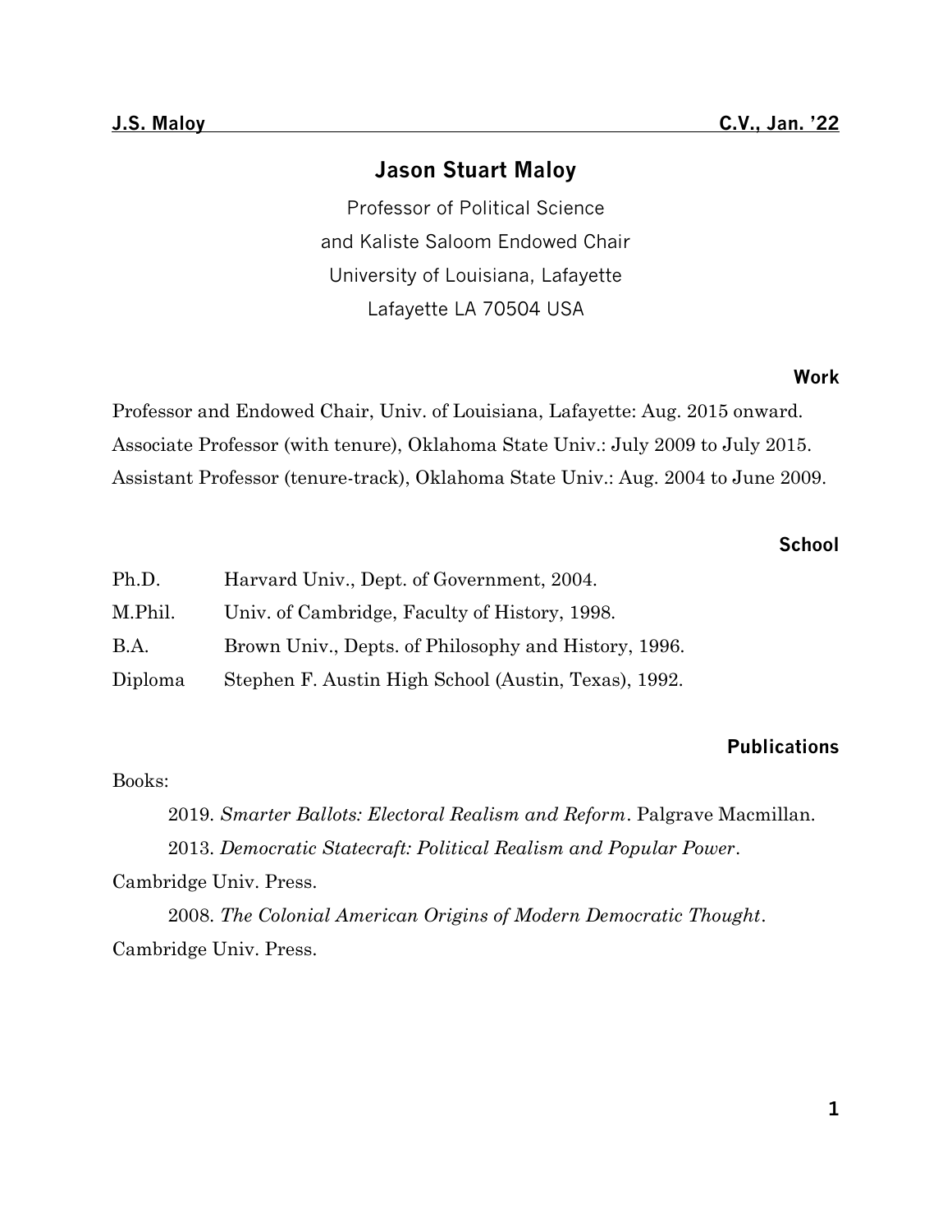# Jason Stuart Maloy

Professor of Political Science
and Kaliste Saloom Endowed Chair
University of Louisiana, Lafayette
Lafayette LA 70504 USA

## Work

Professor and Endowed Chair, Univ. of Louisiana, Lafayette: Aug. 2015 onward.
Associate Professor (with tenure), Oklahoma State Univ.: July 2009 to July 2015.
Assistant Professor (tenure-track), Oklahoma State Univ.: Aug. 2004 to June 2009.

## School

| | |
|---|---|
| Ph.D. | Harvard Univ., Dept. of Government, 2004. |
| M.Phil. | Univ. of Cambridge, Faculty of History, 1998. |
| B.A. | Brown Univ., Depts. of Philosophy and History, 1996. |
| Diploma | Stephen F. Austin High School (Austin, Texas), 1992. |

## Publications

Books:

2019. *Smarter Ballots: Electoral Realism and Reform*. Palgrave Macmillan.

2013. *Democratic Statecraft: Political Realism and Popular Power*. Cambridge Univ. Press.

2008. *The Colonial American Origins of Modern Democratic Thought*. Cambridge Univ. Press.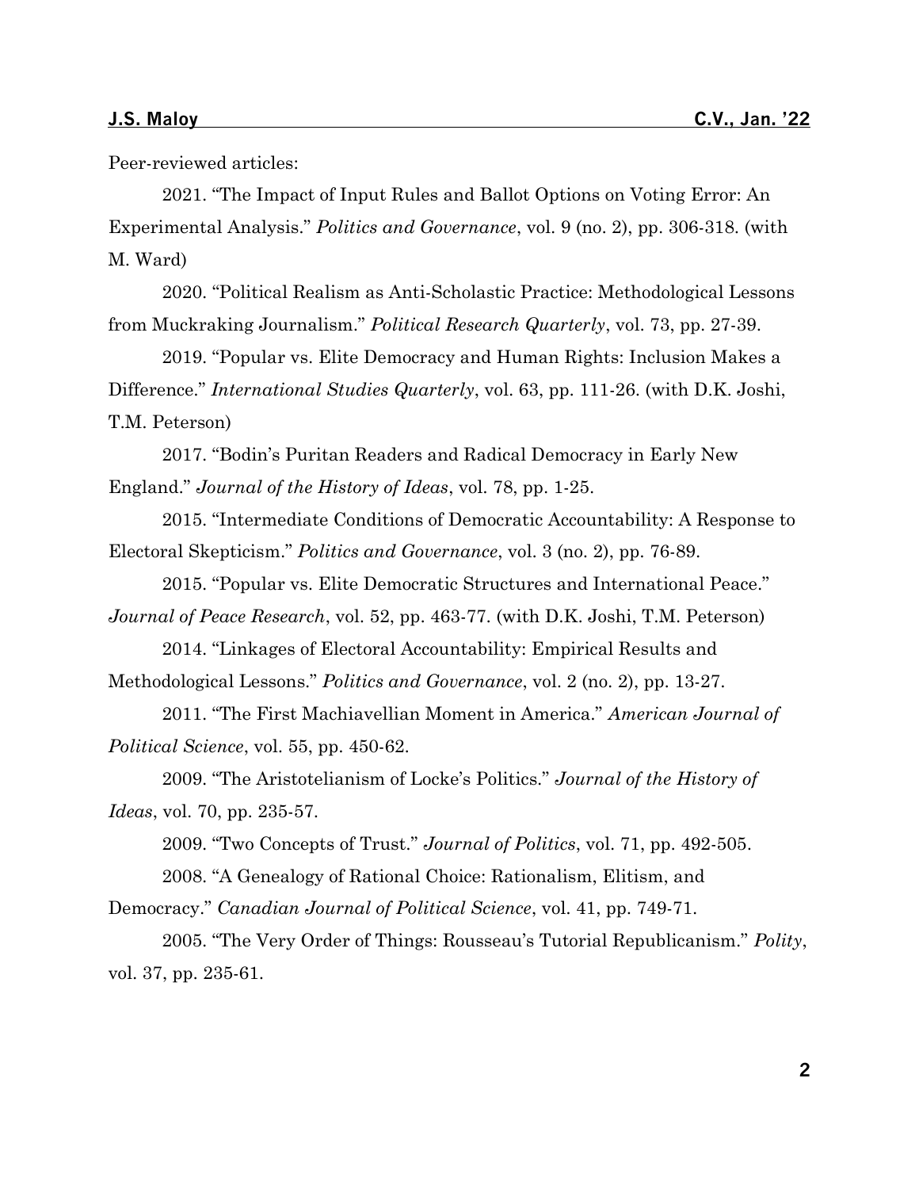Peer-reviewed articles:

2021. "The Impact of Input Rules and Ballot Options on Voting Error: An Experimental Analysis." *Politics and Governance*, vol. 9 (no. 2), pp. 306-318. (with M. Ward)

2020. "Political Realism as Anti-Scholastic Practice: Methodological Lessons from Muckraking Journalism." *Political Research Quarterly*, vol. 73, pp. 27-39.

2019. "Popular vs. Elite Democracy and Human Rights: Inclusion Makes a Difference." *International Studies Quarterly*, vol. 63, pp. 111-26. (with D.K. Joshi, T.M. Peterson)

2017. "Bodin's Puritan Readers and Radical Democracy in Early New England." *Journal of the History of Ideas*, vol. 78, pp. 1-25.

2015. "Intermediate Conditions of Democratic Accountability: A Response to Electoral Skepticism." *Politics and Governance*, vol. 3 (no. 2), pp. 76-89.

2015. "Popular vs. Elite Democratic Structures and International Peace." *Journal of Peace Research*, vol. 52, pp. 463-77. (with D.K. Joshi, T.M. Peterson)

2014. "Linkages of Electoral Accountability: Empirical Results and Methodological Lessons." *Politics and Governance*, vol. 2 (no. 2), pp. 13-27.

2011. "The First Machiavellian Moment in America." *American Journal of Political Science*, vol. 55, pp. 450-62.

2009. "The Aristotelianism of Locke's Politics." *Journal of the History of Ideas*, vol. 70, pp. 235-57.

2009. "Two Concepts of Trust." *Journal of Politics*, vol. 71, pp. 492-505.

2008. "A Genealogy of Rational Choice: Rationalism, Elitism, and Democracy." *Canadian Journal of Political Science*, vol. 41, pp. 749-71.

2005. "The Very Order of Things: Rousseau's Tutorial Republicanism." *Polity*, vol. 37, pp. 235-61.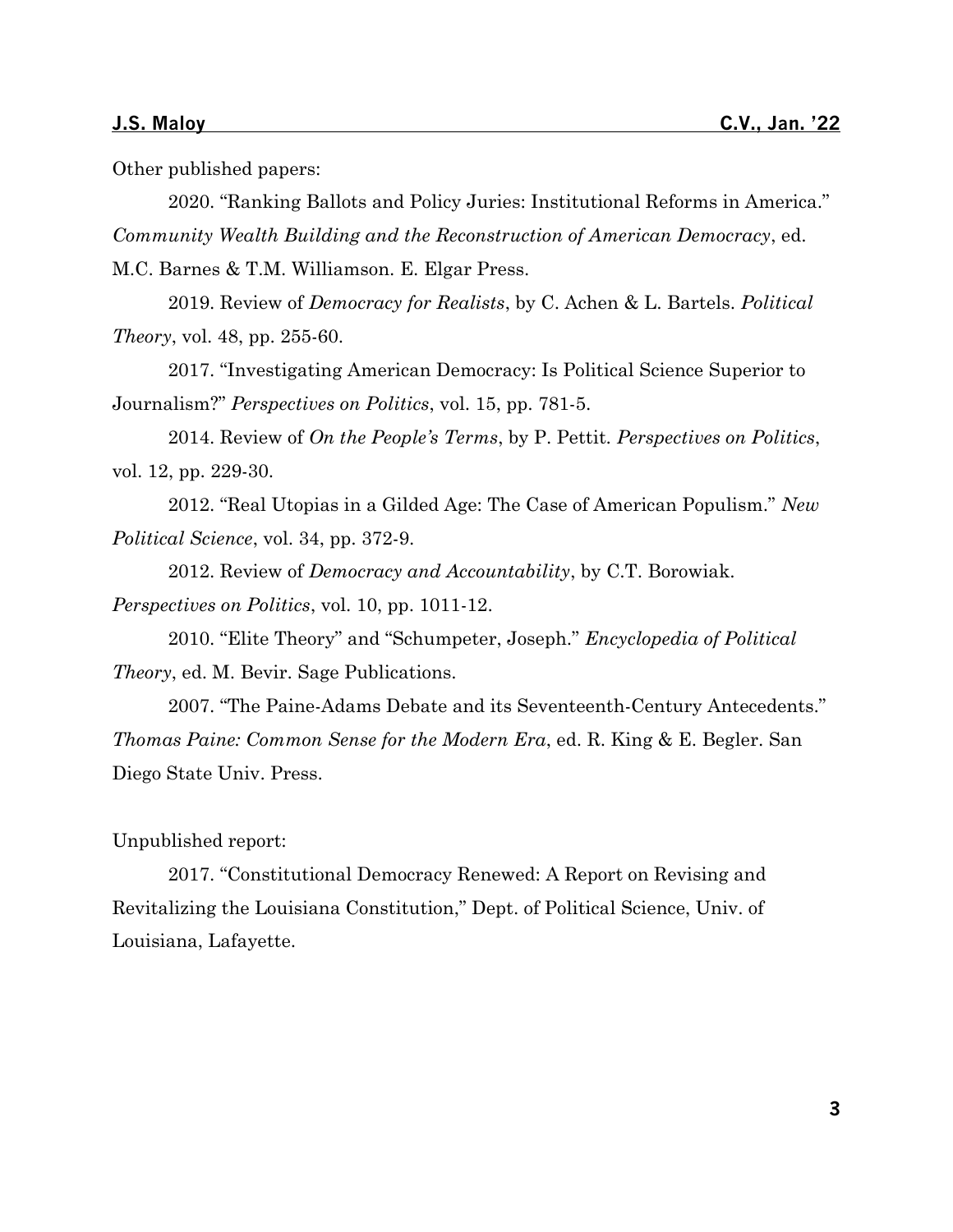Other published papers:

2020. "Ranking Ballots and Policy Juries: Institutional Reforms in America." *Community Wealth Building and the Reconstruction of American Democracy*, ed. M.C. Barnes & T.M. Williamson. E. Elgar Press.

2019. Review of *Democracy for Realists*, by C. Achen & L. Bartels. *Political Theory*, vol. 48, pp. 255-60.

2017. "Investigating American Democracy: Is Political Science Superior to Journalism?" *Perspectives on Politics*, vol. 15, pp. 781-5.

2014. Review of *On the People's Terms*, by P. Pettit. *Perspectives on Politics*, vol. 12, pp. 229-30.

2012. "Real Utopias in a Gilded Age: The Case of American Populism." *New Political Science*, vol. 34, pp. 372-9.

2012. Review of *Democracy and Accountability*, by C.T. Borowiak. *Perspectives on Politics*, vol. 10, pp. 1011-12.

2010. "Elite Theory" and "Schumpeter, Joseph." *Encyclopedia of Political Theory*, ed. M. Bevir. Sage Publications.

2007. "The Paine-Adams Debate and its Seventeenth-Century Antecedents." *Thomas Paine: Common Sense for the Modern Era*, ed. R. King & E. Begler. San Diego State Univ. Press.

Unpublished report:

2017. "Constitutional Democracy Renewed: A Report on Revising and Revitalizing the Louisiana Constitution," Dept. of Political Science, Univ. of Louisiana, Lafayette.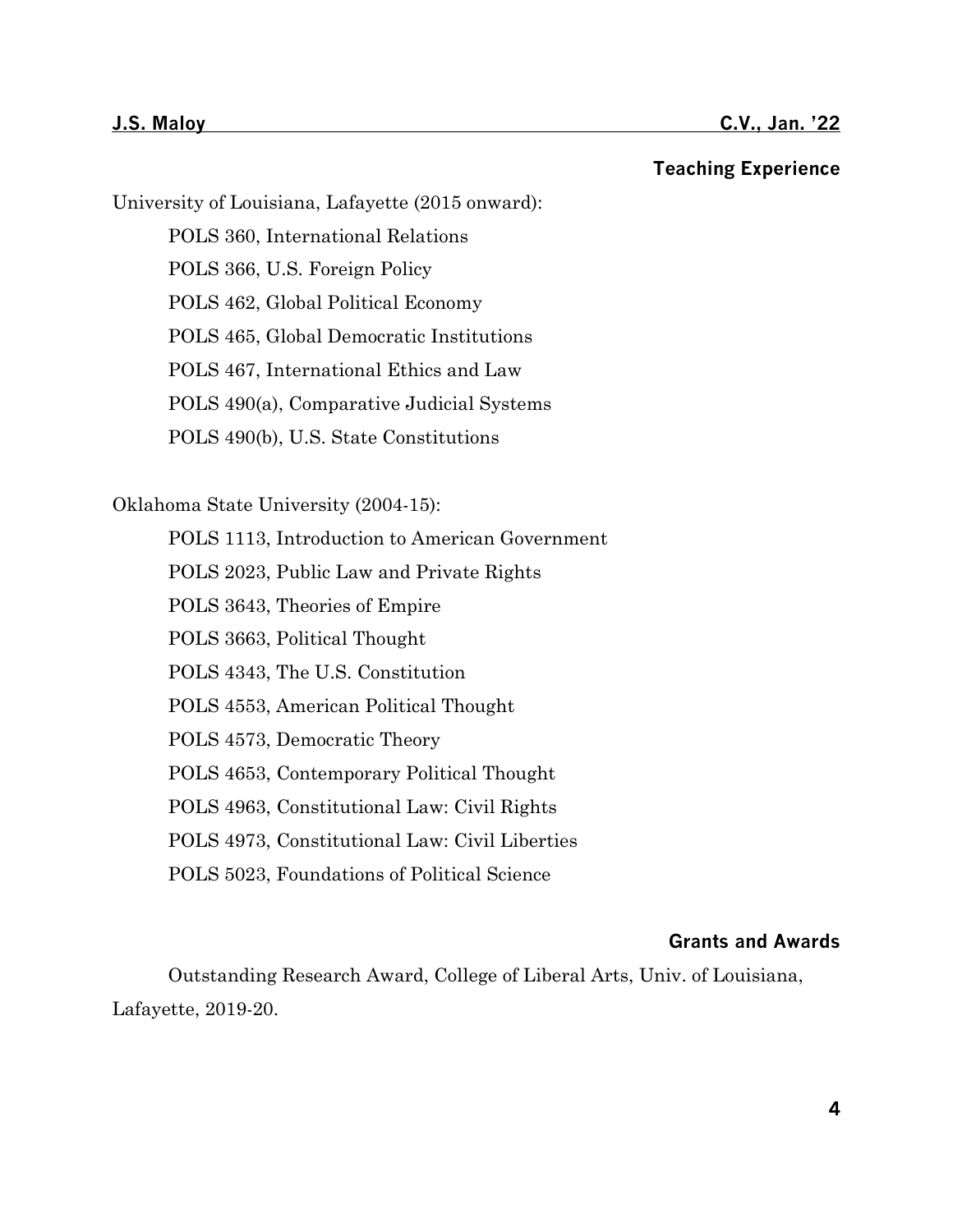## Teaching Experience

University of Louisiana, Lafayette (2015 onward):

- POLS 360, International Relations
- POLS 366, U.S. Foreign Policy
- POLS 462, Global Political Economy
- POLS 465, Global Democratic Institutions
- POLS 467, International Ethics and Law
- POLS 490(a), Comparative Judicial Systems
- POLS 490(b), U.S. State Constitutions

Oklahoma State University (2004-15):

- POLS 1113, Introduction to American Government
- POLS 2023, Public Law and Private Rights
- POLS 3643, Theories of Empire
- POLS 3663, Political Thought
- POLS 4343, The U.S. Constitution
- POLS 4553, American Political Thought
- POLS 4573, Democratic Theory
- POLS 4653, Contemporary Political Thought
- POLS 4963, Constitutional Law: Civil Rights
- POLS 4973, Constitutional Law: Civil Liberties
- POLS 5023, Foundations of Political Science

## Grants and Awards

Outstanding Research Award, College of Liberal Arts, Univ. of Louisiana, Lafayette, 2019-20.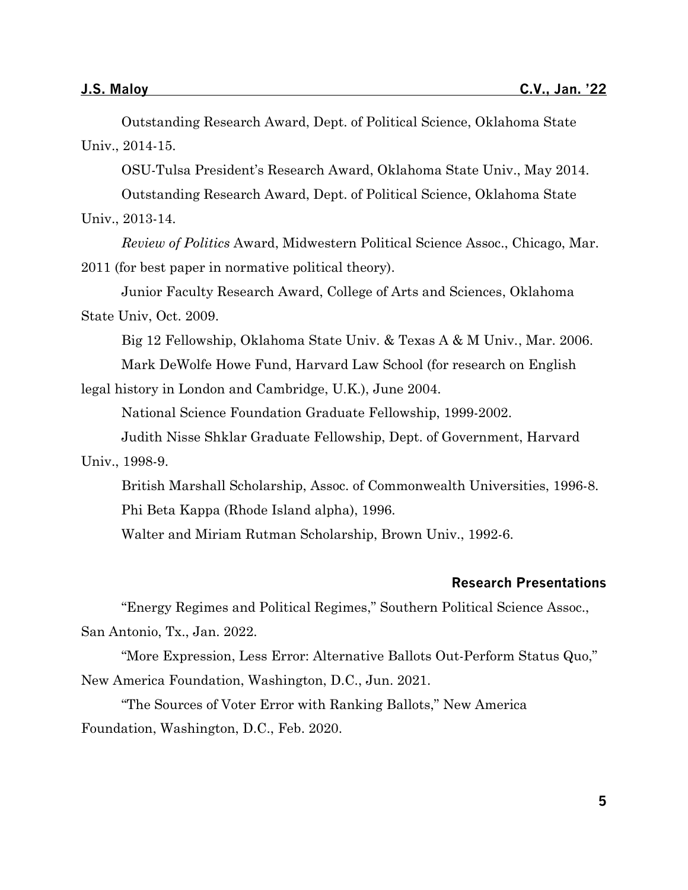Outstanding Research Award, Dept. of Political Science, Oklahoma State Univ., 2014-15.

OSU-Tulsa President's Research Award, Oklahoma State Univ., May 2014.

Outstanding Research Award, Dept. of Political Science, Oklahoma State Univ., 2013-14.

*Review of Politics* Award, Midwestern Political Science Assoc., Chicago, Mar. 2011 (for best paper in normative political theory).

Junior Faculty Research Award, College of Arts and Sciences, Oklahoma State Univ, Oct. 2009.

Big 12 Fellowship, Oklahoma State Univ. & Texas A & M Univ., Mar. 2006.

Mark DeWolfe Howe Fund, Harvard Law School (for research on English legal history in London and Cambridge, U.K.), June 2004.

National Science Foundation Graduate Fellowship, 1999-2002.

Judith Nisse Shklar Graduate Fellowship, Dept. of Government, Harvard Univ., 1998-9.

British Marshall Scholarship, Assoc. of Commonwealth Universities, 1996-8.

Phi Beta Kappa (Rhode Island alpha), 1996.

Walter and Miriam Rutman Scholarship, Brown Univ., 1992-6.

## Research Presentations

"Energy Regimes and Political Regimes," Southern Political Science Assoc., San Antonio, Tx., Jan. 2022.

"More Expression, Less Error: Alternative Ballots Out-Perform Status Quo," New America Foundation, Washington, D.C., Jun. 2021.

"The Sources of Voter Error with Ranking Ballots," New America Foundation, Washington, D.C., Feb. 2020.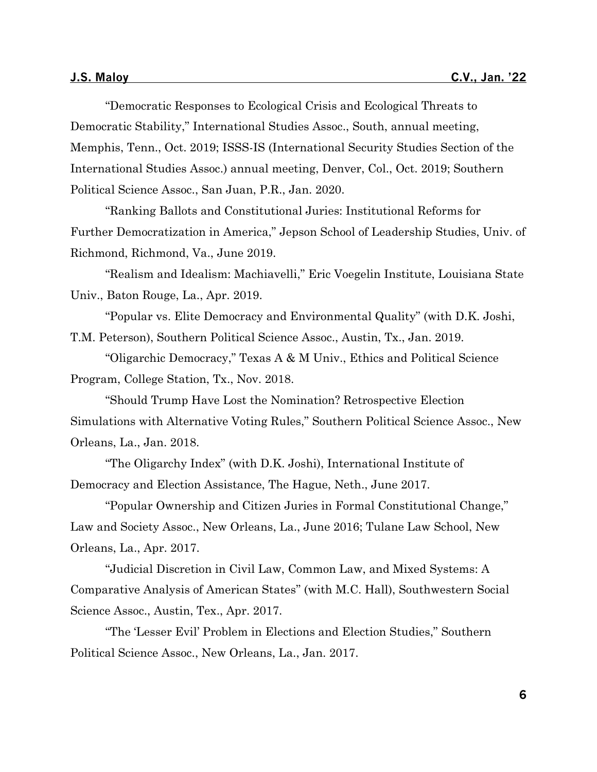"Democratic Responses to Ecological Crisis and Ecological Threats to Democratic Stability," International Studies Assoc., South, annual meeting, Memphis, Tenn., Oct. 2019; ISSS-IS (International Security Studies Section of the International Studies Assoc.) annual meeting, Denver, Col., Oct. 2019; Southern Political Science Assoc., San Juan, P.R., Jan. 2020.

"Ranking Ballots and Constitutional Juries: Institutional Reforms for Further Democratization in America," Jepson School of Leadership Studies, Univ. of Richmond, Richmond, Va., June 2019.

"Realism and Idealism: Machiavelli," Eric Voegelin Institute, Louisiana State Univ., Baton Rouge, La., Apr. 2019.

"Popular vs. Elite Democracy and Environmental Quality" (with D.K. Joshi, T.M. Peterson), Southern Political Science Assoc., Austin, Tx., Jan. 2019.

"Oligarchic Democracy," Texas A & M Univ., Ethics and Political Science Program, College Station, Tx., Nov. 2018.

"Should Trump Have Lost the Nomination? Retrospective Election Simulations with Alternative Voting Rules," Southern Political Science Assoc., New Orleans, La., Jan. 2018.

"The Oligarchy Index" (with D.K. Joshi), International Institute of Democracy and Election Assistance, The Hague, Neth., June 2017.

"Popular Ownership and Citizen Juries in Formal Constitutional Change," Law and Society Assoc., New Orleans, La., June 2016; Tulane Law School, New Orleans, La., Apr. 2017.

"Judicial Discretion in Civil Law, Common Law, and Mixed Systems: A Comparative Analysis of American States" (with M.C. Hall), Southwestern Social Science Assoc., Austin, Tex., Apr. 2017.

"The 'Lesser Evil' Problem in Elections and Election Studies," Southern Political Science Assoc., New Orleans, La., Jan. 2017.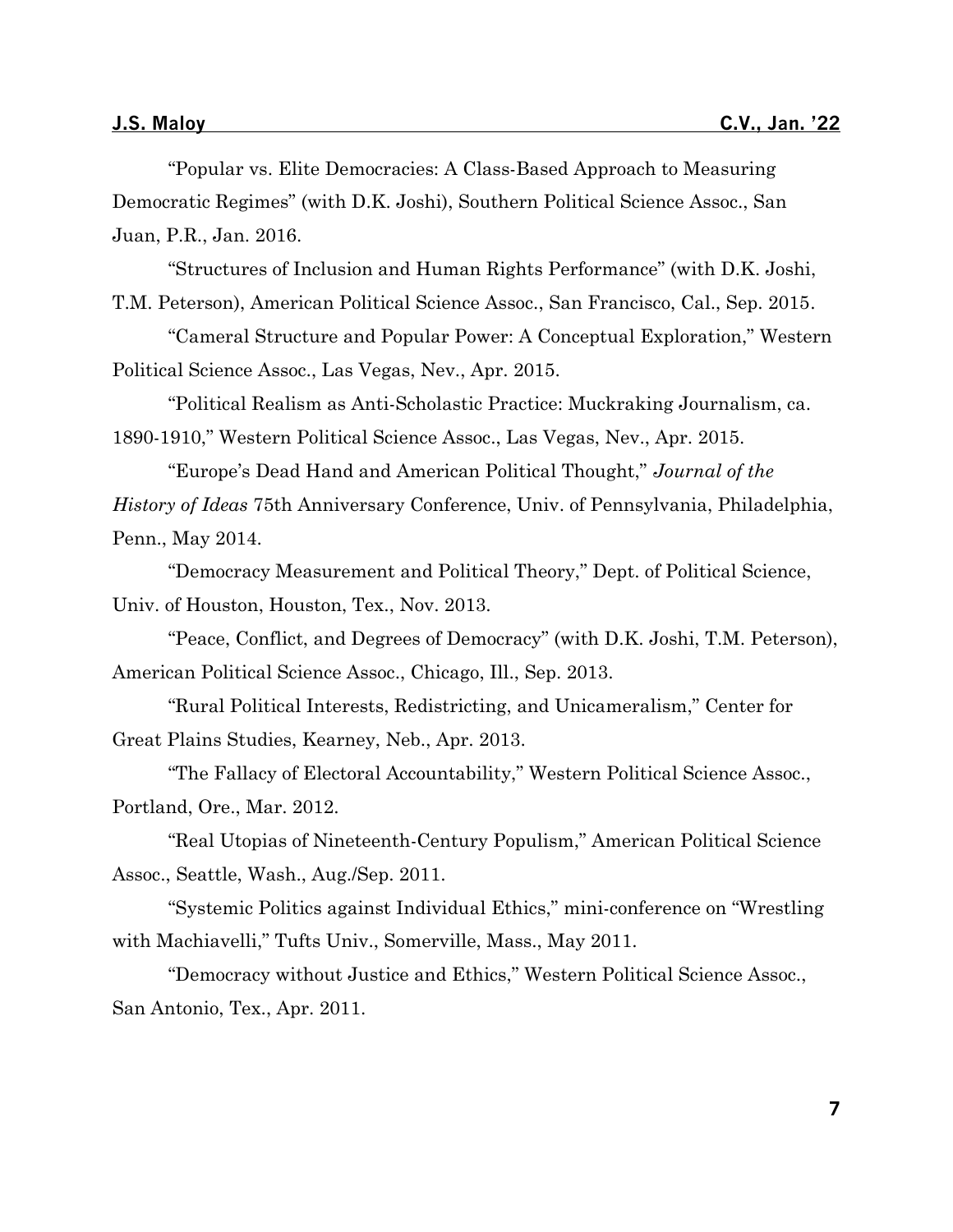"Popular vs. Elite Democracies: A Class-Based Approach to Measuring Democratic Regimes" (with D.K. Joshi), Southern Political Science Assoc., San Juan, P.R., Jan. 2016.

"Structures of Inclusion and Human Rights Performance" (with D.K. Joshi, T.M. Peterson), American Political Science Assoc., San Francisco, Cal., Sep. 2015.

"Cameral Structure and Popular Power: A Conceptual Exploration," Western Political Science Assoc., Las Vegas, Nev., Apr. 2015.

"Political Realism as Anti-Scholastic Practice: Muckraking Journalism, ca. 1890-1910," Western Political Science Assoc., Las Vegas, Nev., Apr. 2015.

"Europe's Dead Hand and American Political Thought," *Journal of the History of Ideas* 75th Anniversary Conference, Univ. of Pennsylvania, Philadelphia, Penn., May 2014.

"Democracy Measurement and Political Theory," Dept. of Political Science, Univ. of Houston, Houston, Tex., Nov. 2013.

"Peace, Conflict, and Degrees of Democracy" (with D.K. Joshi, T.M. Peterson), American Political Science Assoc., Chicago, Ill., Sep. 2013.

"Rural Political Interests, Redistricting, and Unicameralism," Center for Great Plains Studies, Kearney, Neb., Apr. 2013.

"The Fallacy of Electoral Accountability," Western Political Science Assoc., Portland, Ore., Mar. 2012.

"Real Utopias of Nineteenth-Century Populism," American Political Science Assoc., Seattle, Wash., Aug./Sep. 2011.

"Systemic Politics against Individual Ethics," mini-conference on "Wrestling with Machiavelli," Tufts Univ., Somerville, Mass., May 2011.

"Democracy without Justice and Ethics," Western Political Science Assoc., San Antonio, Tex., Apr. 2011.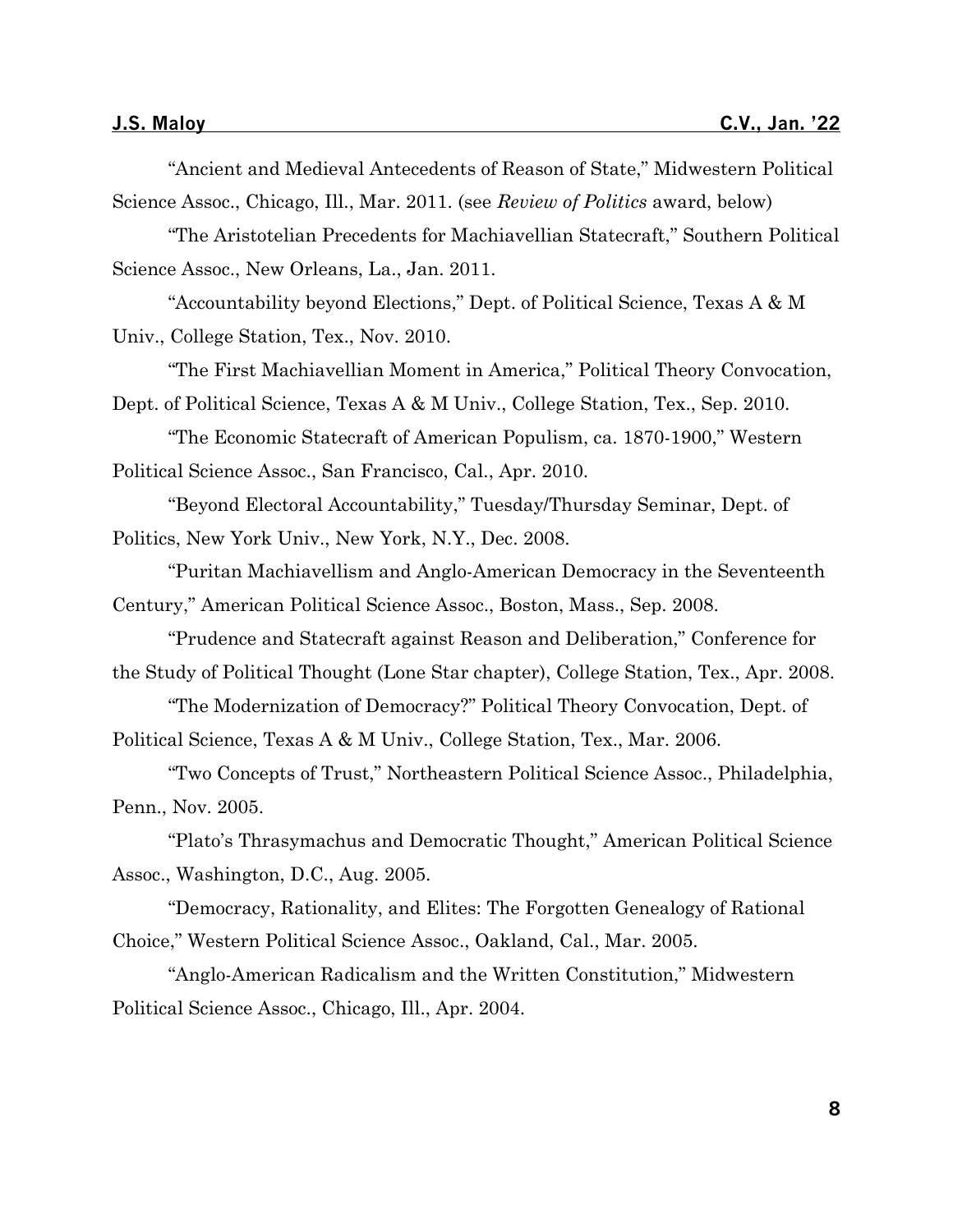"Ancient and Medieval Antecedents of Reason of State," Midwestern Political Science Assoc., Chicago, Ill., Mar. 2011. (see *Review of Politics* award, below)

"The Aristotelian Precedents for Machiavellian Statecraft," Southern Political Science Assoc., New Orleans, La., Jan. 2011.

"Accountability beyond Elections," Dept. of Political Science, Texas A & M Univ., College Station, Tex., Nov. 2010.

"The First Machiavellian Moment in America," Political Theory Convocation, Dept. of Political Science, Texas A & M Univ., College Station, Tex., Sep. 2010.

"The Economic Statecraft of American Populism, ca. 1870-1900," Western Political Science Assoc., San Francisco, Cal., Apr. 2010.

"Beyond Electoral Accountability," Tuesday/Thursday Seminar, Dept. of Politics, New York Univ., New York, N.Y., Dec. 2008.

"Puritan Machiavellism and Anglo-American Democracy in the Seventeenth Century," American Political Science Assoc., Boston, Mass., Sep. 2008.

"Prudence and Statecraft against Reason and Deliberation," Conference for the Study of Political Thought (Lone Star chapter), College Station, Tex., Apr. 2008.

"The Modernization of Democracy?" Political Theory Convocation, Dept. of Political Science, Texas A & M Univ., College Station, Tex., Mar. 2006.

"Two Concepts of Trust," Northeastern Political Science Assoc., Philadelphia, Penn., Nov. 2005.

"Plato's Thrasymachus and Democratic Thought," American Political Science Assoc., Washington, D.C., Aug. 2005.

"Democracy, Rationality, and Elites: The Forgotten Genealogy of Rational Choice," Western Political Science Assoc., Oakland, Cal., Mar. 2005.

"Anglo-American Radicalism and the Written Constitution," Midwestern Political Science Assoc., Chicago, Ill., Apr. 2004.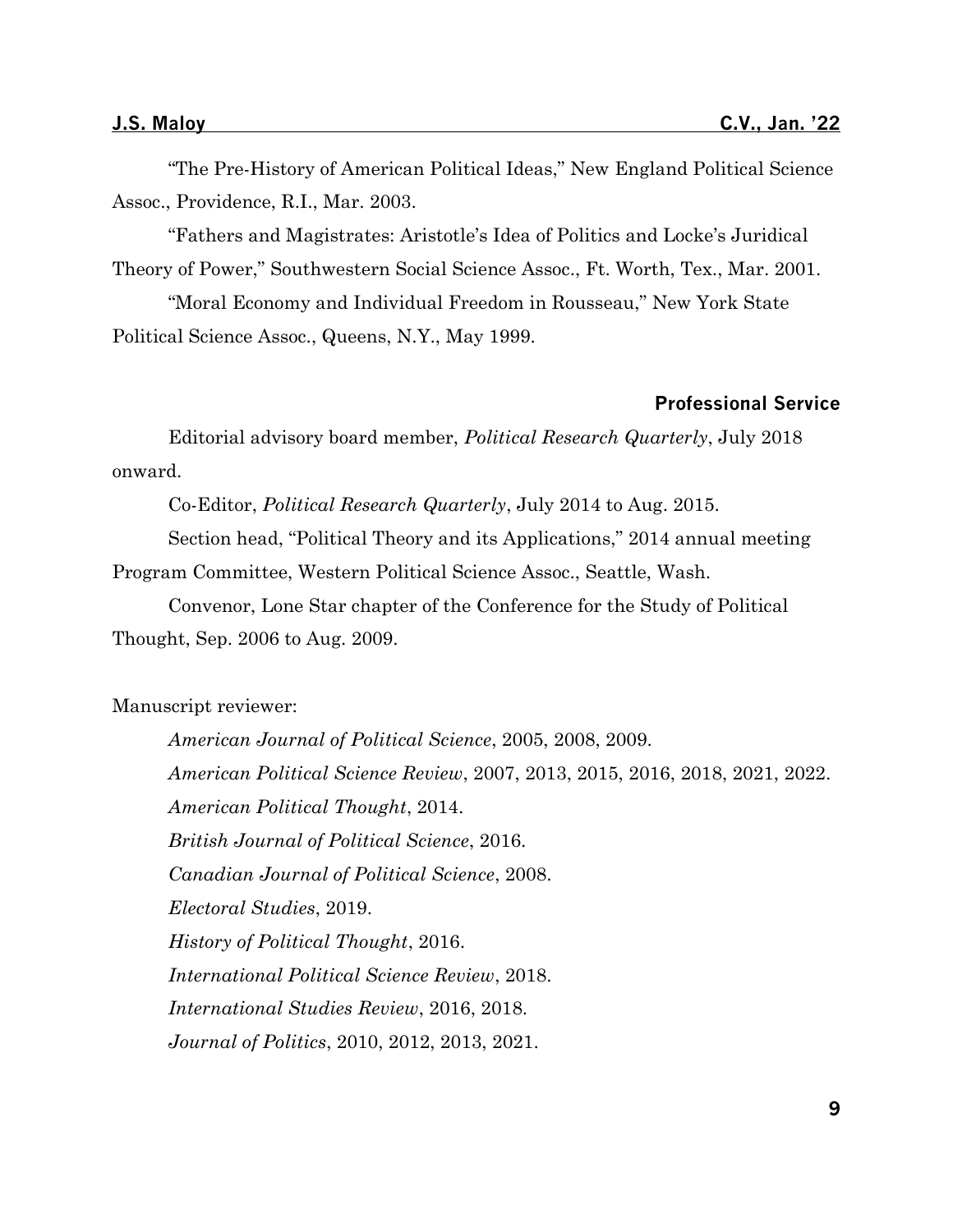"The Pre-History of American Political Ideas," New England Political Science Assoc., Providence, R.I., Mar. 2003.

"Fathers and Magistrates: Aristotle's Idea of Politics and Locke's Juridical Theory of Power," Southwestern Social Science Assoc., Ft. Worth, Tex., Mar. 2001.

"Moral Economy and Individual Freedom in Rousseau," New York State Political Science Assoc., Queens, N.Y., May 1999.

## Professional Service

Editorial advisory board member, *Political Research Quarterly*, July 2018 onward.

Co-Editor, *Political Research Quarterly*, July 2014 to Aug. 2015.

Section head, "Political Theory and its Applications," 2014 annual meeting Program Committee, Western Political Science Assoc., Seattle, Wash.

Convenor, Lone Star chapter of the Conference for the Study of Political Thought, Sep. 2006 to Aug. 2009.

Manuscript reviewer:

*American Journal of Political Science*, 2005, 2008, 2009.

*American Political Science Review*, 2007, 2013, 2015, 2016, 2018, 2021, 2022.

*American Political Thought*, 2014.

*British Journal of Political Science*, 2016.

*Canadian Journal of Political Science*, 2008.

*Electoral Studies*, 2019.

*History of Political Thought*, 2016.

*International Political Science Review*, 2018.

*International Studies Review*, 2016, 2018.

*Journal of Politics*, 2010, 2012, 2013, 2021.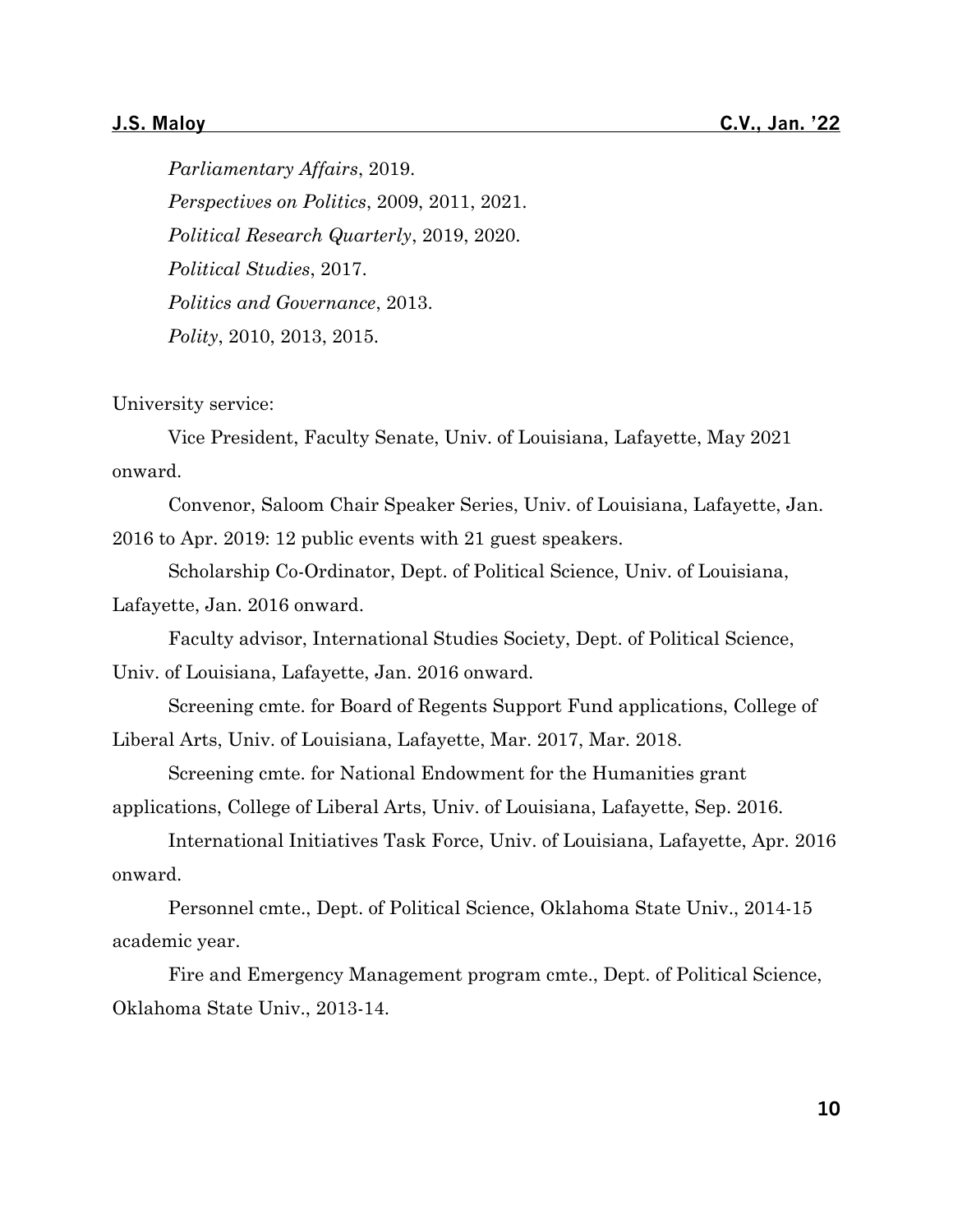*Parliamentary Affairs*, 2019.

*Perspectives on Politics*, 2009, 2011, 2021.

*Political Research Quarterly*, 2019, 2020.

*Political Studies*, 2017.

*Politics and Governance*, 2013.

*Polity*, 2010, 2013, 2015.

University service:

Vice President, Faculty Senate, Univ. of Louisiana, Lafayette, May 2021 onward.

Convenor, Saloom Chair Speaker Series, Univ. of Louisiana, Lafayette, Jan. 2016 to Apr. 2019: 12 public events with 21 guest speakers.

Scholarship Co-Ordinator, Dept. of Political Science, Univ. of Louisiana, Lafayette, Jan. 2016 onward.

Faculty advisor, International Studies Society, Dept. of Political Science, Univ. of Louisiana, Lafayette, Jan. 2016 onward.

Screening cmte. for Board of Regents Support Fund applications, College of Liberal Arts, Univ. of Louisiana, Lafayette, Mar. 2017, Mar. 2018.

Screening cmte. for National Endowment for the Humanities grant applications, College of Liberal Arts, Univ. of Louisiana, Lafayette, Sep. 2016.

International Initiatives Task Force, Univ. of Louisiana, Lafayette, Apr. 2016 onward.

Personnel cmte., Dept. of Political Science, Oklahoma State Univ., 2014-15 academic year.

Fire and Emergency Management program cmte., Dept. of Political Science, Oklahoma State Univ., 2013-14.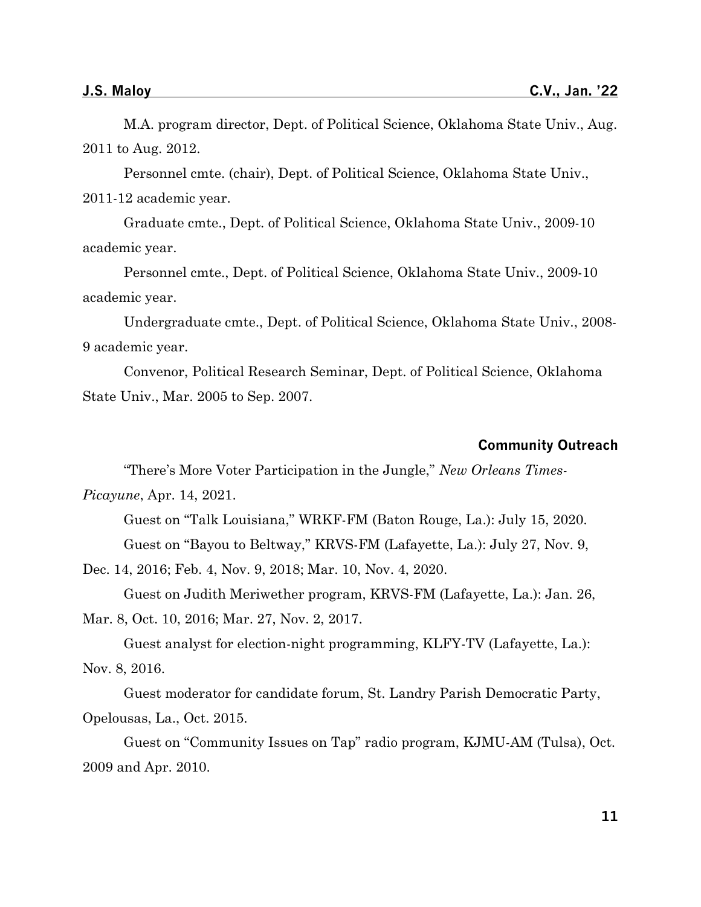M.A. program director, Dept. of Political Science, Oklahoma State Univ., Aug. 2011 to Aug. 2012.

Personnel cmte. (chair), Dept. of Political Science, Oklahoma State Univ., 2011-12 academic year.

Graduate cmte., Dept. of Political Science, Oklahoma State Univ., 2009-10 academic year.

Personnel cmte., Dept. of Political Science, Oklahoma State Univ., 2009-10 academic year.

Undergraduate cmte., Dept. of Political Science, Oklahoma State Univ., 2008-9 academic year.

Convenor, Political Research Seminar, Dept. of Political Science, Oklahoma State Univ., Mar. 2005 to Sep. 2007.

## Community Outreach

"There's More Voter Participation in the Jungle," *New Orleans Times-Picayune*, Apr. 14, 2021.

Guest on "Talk Louisiana," WRKF-FM (Baton Rouge, La.): July 15, 2020.

Guest on "Bayou to Beltway," KRVS-FM (Lafayette, La.): July 27, Nov. 9, Dec. 14, 2016; Feb. 4, Nov. 9, 2018; Mar. 10, Nov. 4, 2020.

Guest on Judith Meriwether program, KRVS-FM (Lafayette, La.): Jan. 26, Mar. 8, Oct. 10, 2016; Mar. 27, Nov. 2, 2017.

Guest analyst for election-night programming, KLFY-TV (Lafayette, La.): Nov. 8, 2016.

Guest moderator for candidate forum, St. Landry Parish Democratic Party, Opelousas, La., Oct. 2015.

Guest on "Community Issues on Tap" radio program, KJMU-AM (Tulsa), Oct. 2009 and Apr. 2010.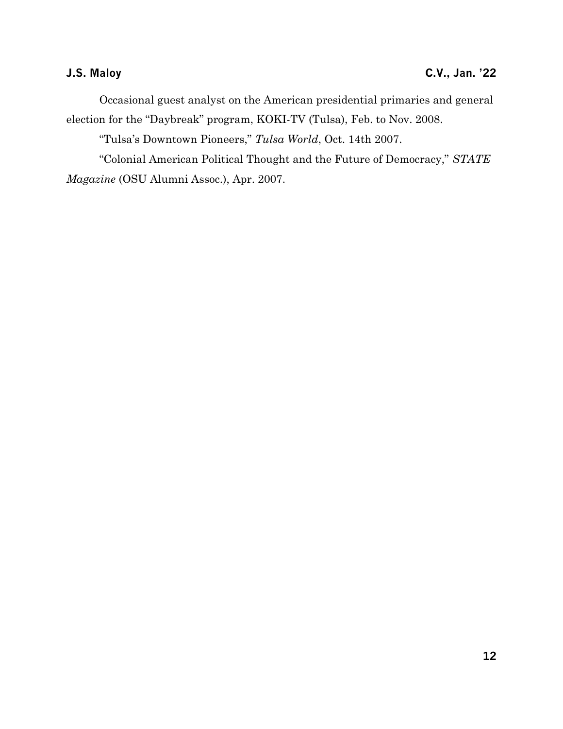Occasional guest analyst on the American presidential primaries and general election for the "Daybreak" program, KOKI-TV (Tulsa), Feb. to Nov. 2008.

"Tulsa's Downtown Pioneers," *Tulsa World*, Oct. 14th 2007.

"Colonial American Political Thought and the Future of Democracy," *STATE Magazine* (OSU Alumni Assoc.), Apr. 2007.